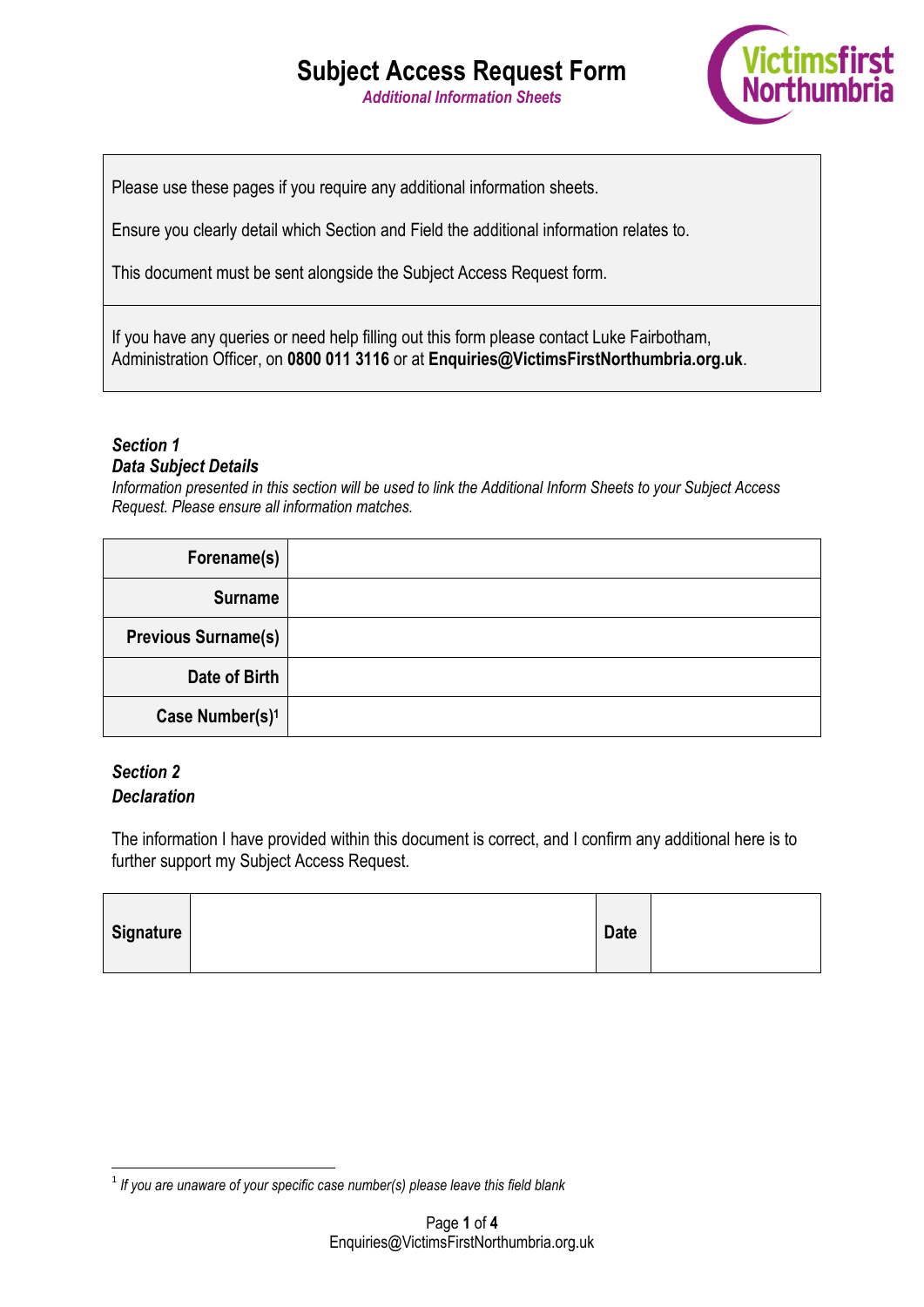# Subject Access Request Form

*Additional Information Sheets*

Victimsfirst Northumbria

Please use these pages if you require any additional information sheets.

Ensure you clearly detail which Section and Field the additional information relates to.

This document must be sent alongside the Subject Access Request form.

If you have any queries or need help filling out this form please contact Luke Fairbotham, Administration Officer, on **0800 011 3116** or at **Enquiries@VictimsFirstNorthumbria.org.uk**.

***Section 1***
***Data Subject Details***

*Information presented in this section will be used to link the Additional Inform Sheets to your Subject Access Request. Please ensure all information matches.*

| | |
|---|---|
| **Forename(s)** | |
| **Surname** | |
| **Previous Surname(s)** | |
| **Date of Birth** | |
| **Case Number(s)**[1] | |

***Section 2***
***Declaration***

The information I have provided within this document is correct, and I confirm any additional here is to further support my Subject Access Request.

| | | | |
|---|---|---|---|
| **Signature** | | **Date** | |

[1] *If you are unaware of your specific case number(s) please leave this field blank*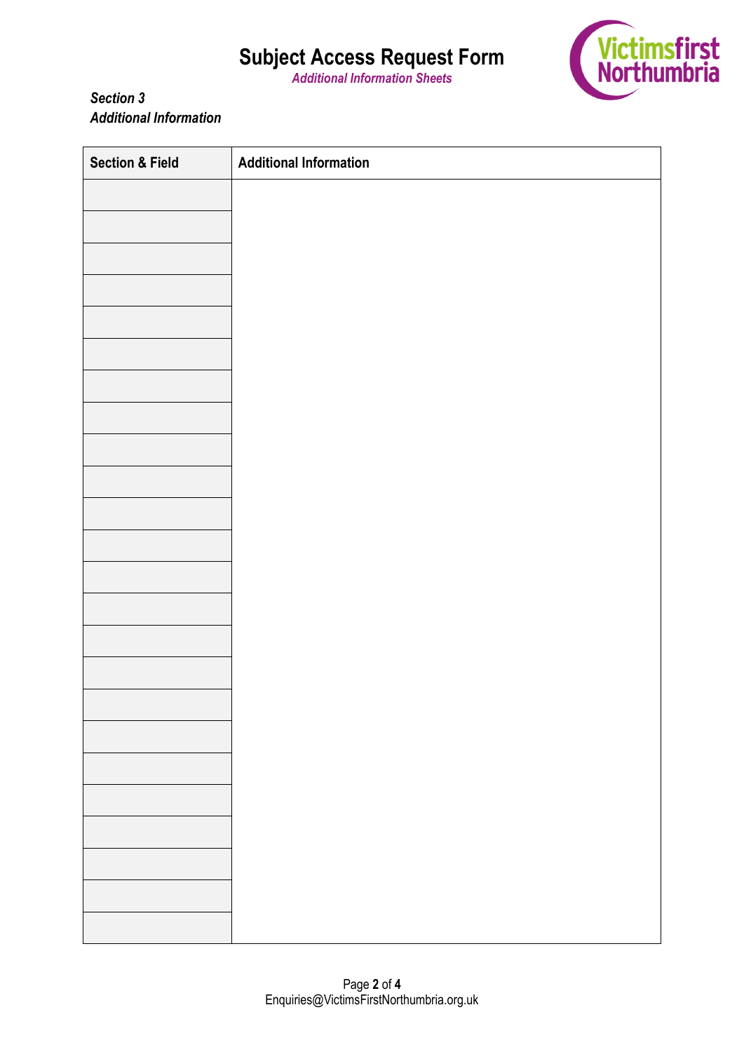# Subject Access Request Form

***Additional Information Sheets***

***Section 3***
***Additional Information***

| Section & Field | Additional Information |
|---|---|
| | |
| | |
| | |
| | |
| | |
| | |
| | |
| | |
| | |
| | |
| | |
| | |
| | |
| | |
| | |
| | |
| | |
| | |
| | |
| | |
| | |
| | |
| | |
| | |

Enquiries@VictimsFirstNorthumbria.org.uk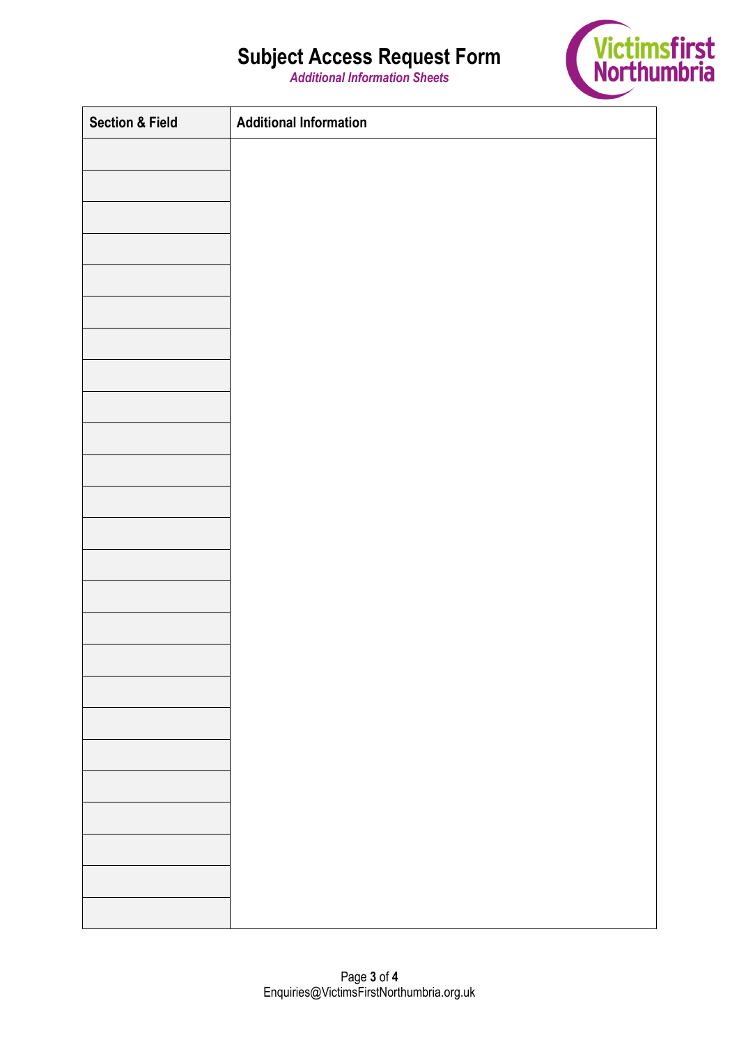# Subject Access Request Form

***Additional Information Sheets***

| Section & Field | Additional Information |
|---|---|
| | |
| | |
| | |
| | |
| | |
| | |
| | |
| | |
| | |
| | |
| | |
| | |
| | |
| | |
| | |
| | |
| | |
| | |
| | |
| | |
| | |
| | |
| | |
| | |
| | |

Enquiries@VictimsFirstNorthumbria.org.uk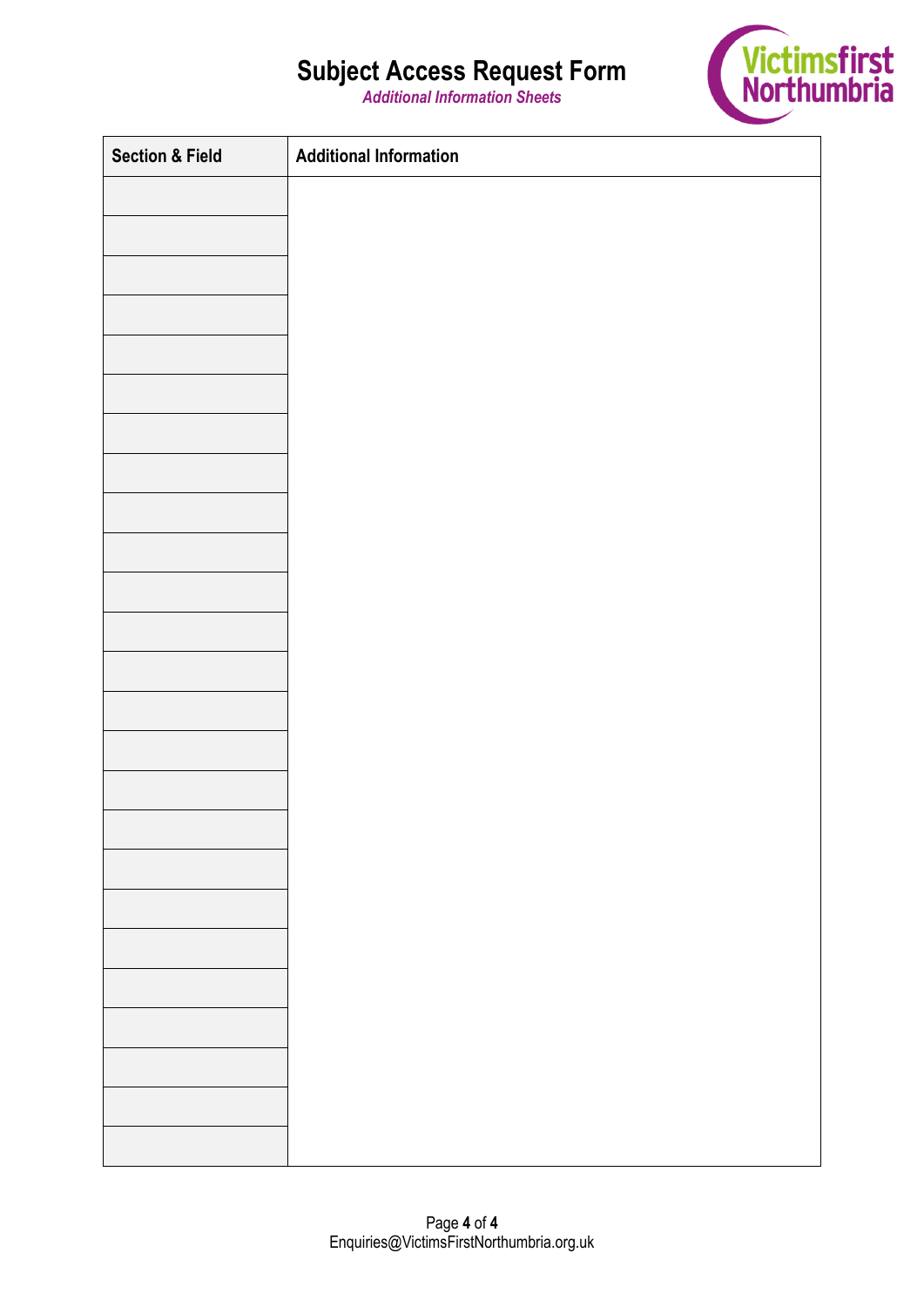# Subject Access Request Form

***Additional Information Sheets***

| Section & Field | Additional Information |
| --- | --- |
| | |
| | |
| | |
| | |
| | |
| | |
| | |
| | |
| | |
| | |
| | |
| | |
| | |
| | |
| | |
| | |
| | |
| | |
| | |
| | |
| | |
| | |
| | |
| | |
| | |

Enquiries@VictimsFirstNorthumbria.org.uk